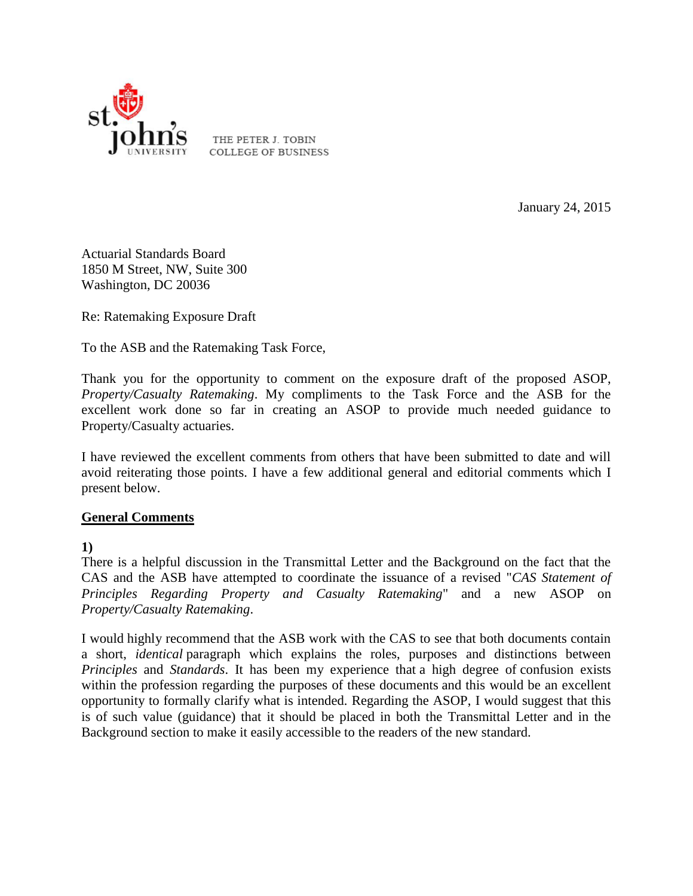st. john's UNIVERSITY THE PETER J. TOBIN COLLEGE OF BUSINESS

January 24, 2015

Actuarial Standards Board
1850 M Street, NW, Suite 300
Washington, DC 20036

Re: Ratemaking Exposure Draft

To the ASB and the Ratemaking Task Force,

Thank you for the opportunity to comment on the exposure draft of the proposed ASOP, *Property/Casualty Ratemaking*. My compliments to the Task Force and the ASB for the excellent work done so far in creating an ASOP to provide much needed guidance to Property/Casualty actuaries.

I have reviewed the excellent comments from others that have been submitted to date and will avoid reiterating those points. I have a few additional general and editorial comments which I present below.

**General Comments**

**1)**
There is a helpful discussion in the Transmittal Letter and the Background on the fact that the CAS and the ASB have attempted to coordinate the issuance of a revised "*CAS Statement of Principles Regarding Property and Casualty Ratemaking*" and a new ASOP on *Property/Casualty Ratemaking*.

I would highly recommend that the ASB work with the CAS to see that both documents contain a short, *identical* paragraph which explains the roles, purposes and distinctions between *Principles* and *Standards*. It has been my experience that a high degree of confusion exists within the profession regarding the purposes of these documents and this would be an excellent opportunity to formally clarify what is intended. Regarding the ASOP, I would suggest that this is of such value (guidance) that it should be placed in both the Transmittal Letter and in the Background section to make it easily accessible to the readers of the new standard.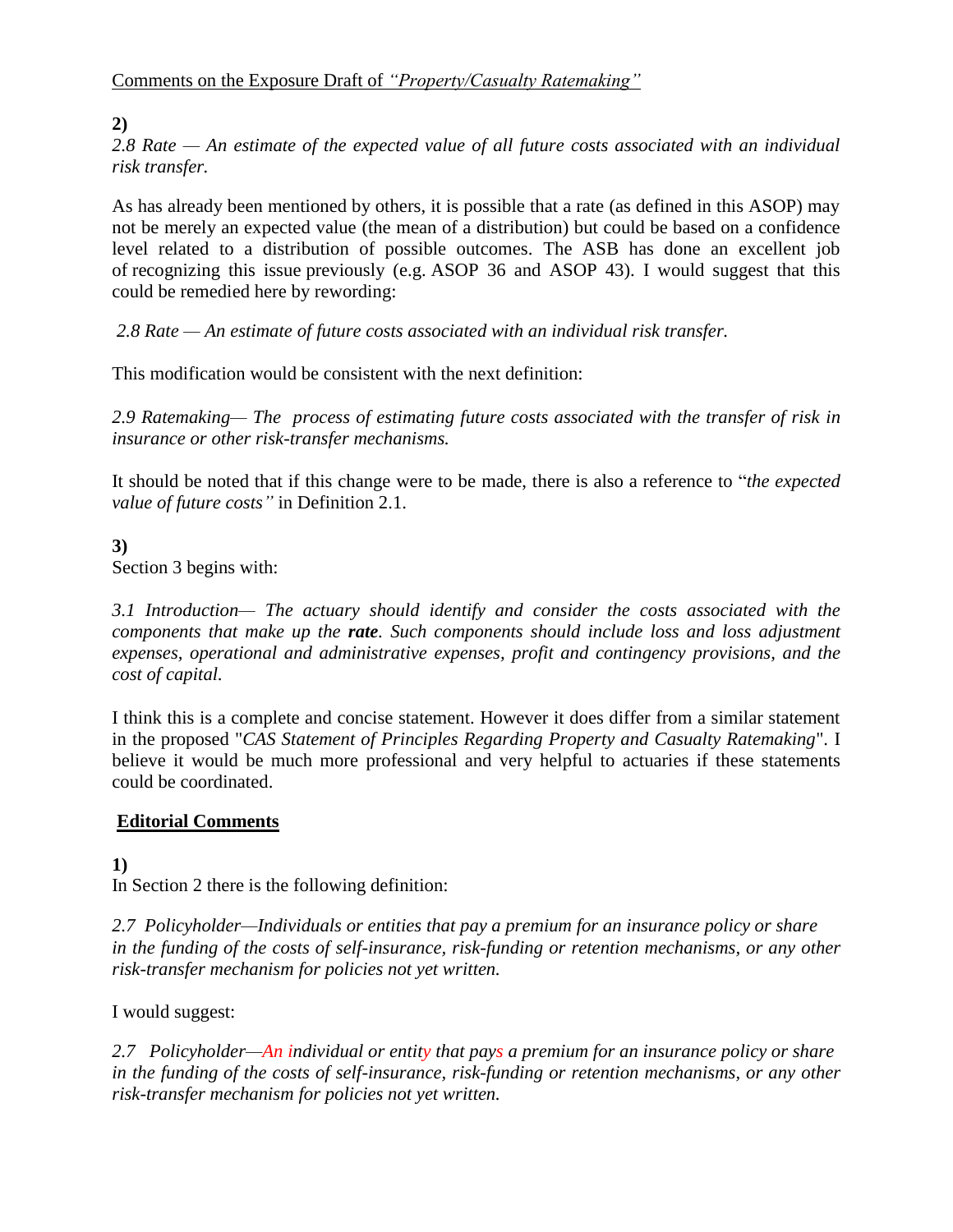Comments on the Exposure Draft of *"Property/Casualty Ratemaking"*

**2)**

*2.8 Rate — An estimate of the expected value of all future costs associated with an individual risk transfer.*

As has already been mentioned by others, it is possible that a rate (as defined in this ASOP) may not be merely an expected value (the mean of a distribution) but could be based on a confidence level related to a distribution of possible outcomes. The ASB has done an excellent job of recognizing this issue previously (e.g. ASOP 36 and ASOP 43). I would suggest that this could be remedied here by rewording:

*2.8 Rate — An estimate of future costs associated with an individual risk transfer.*

This modification would be consistent with the next definition:

*2.9 Ratemaking— The process of estimating future costs associated with the transfer of risk in insurance or other risk-transfer mechanisms.*

It should be noted that if this change were to be made, there is also a reference to "*the expected value of future costs"* in Definition 2.1.

**3)**

Section 3 begins with:

*3.1 Introduction— The actuary should identify and consider the costs associated with the components that make up the **rate**. Such components should include loss and loss adjustment expenses, operational and administrative expenses, profit and contingency provisions, and the cost of capital.*

I think this is a complete and concise statement. However it does differ from a similar statement in the proposed "*CAS Statement of Principles Regarding Property and Casualty Ratemaking*". I believe it would be much more professional and very helpful to actuaries if these statements could be coordinated.

## Editorial Comments

**1)**

In Section 2 there is the following definition:

*2.7 Policyholder—Individuals or entities that pay a premium for an insurance policy or share in the funding of the costs of self-insurance, risk-funding or retention mechanisms, or any other risk-transfer mechanism for policies not yet written.*

I would suggest:

*2.7 Policyholder—An individual or entity that pays a premium for an insurance policy or share in the funding of the costs of self-insurance, risk-funding or retention mechanisms, or any other risk-transfer mechanism for policies not yet written.*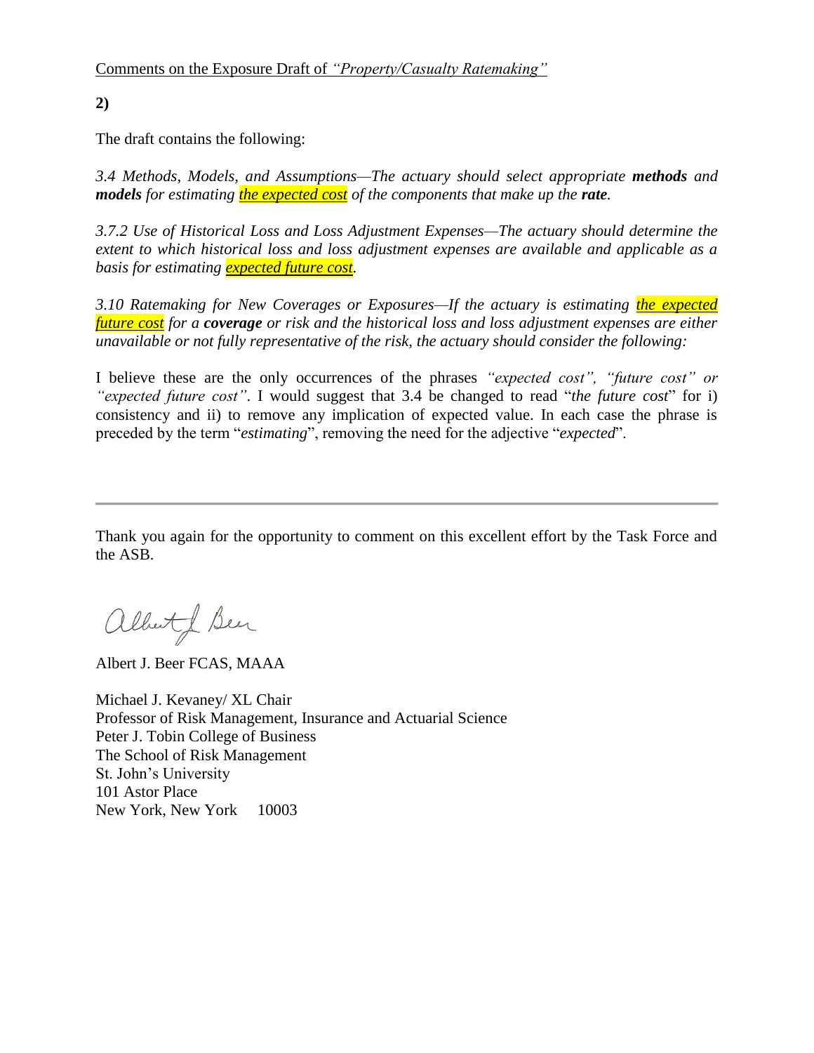Comments on the Exposure Draft of *"Property/Casualty Ratemaking"*

**2)**

The draft contains the following:

*3.4 Methods, Models, and Assumptions—The actuary should select appropriate **methods** and **models** for estimating the expected cost of the components that make up the **rate**.*

*3.7.2 Use of Historical Loss and Loss Adjustment Expenses—The actuary should determine the extent to which historical loss and loss adjustment expenses are available and applicable as a basis for estimating expected future cost.*

*3.10 Ratemaking for New Coverages or Exposures—If the actuary is estimating the expected future cost for a **coverage** or risk and the historical loss and loss adjustment expenses are either unavailable or not fully representative of the risk, the actuary should consider the following:*

I believe these are the only occurrences of the phrases *"expected cost", "future cost" or "expected future cost"*. I would suggest that 3.4 be changed to read "*the future cost*" for i) consistency and ii) to remove any implication of expected value. In each case the phrase is preceded by the term "*estimating*", removing the need for the adjective "*expected*".

---

Thank you again for the opportunity to comment on this excellent effort by the Task Force and the ASB.

Albert J. Beer FCAS, MAAA

Michael J. Kevaney/ XL Chair
Professor of Risk Management, Insurance and Actuarial Science
Peter J. Tobin College of Business
The School of Risk Management
St. John's University
101 Astor Place
New York, New York 10003